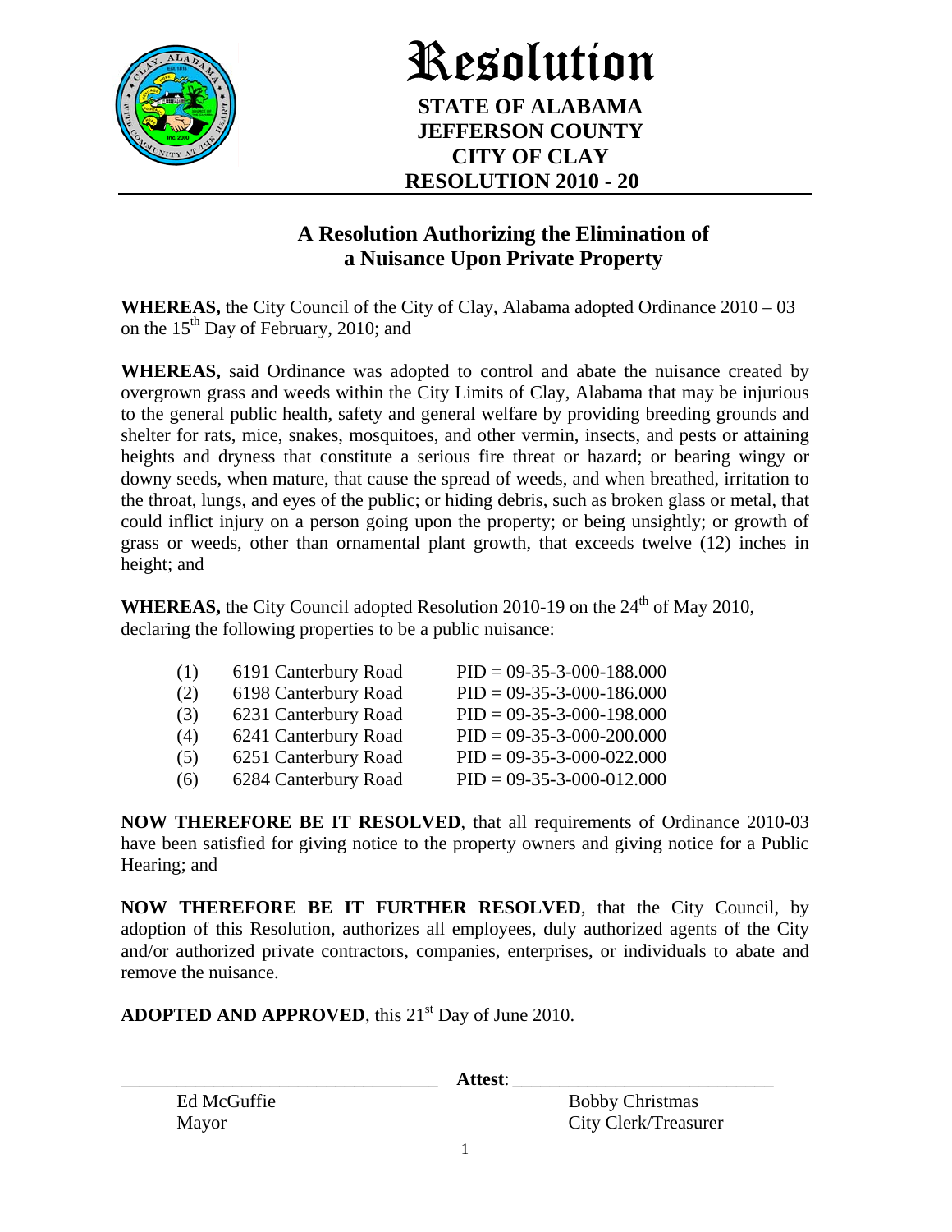# Resolution

**STATE OF ALABAMA**
**JEFFERSON COUNTY**
**CITY OF CLAY**
**RESOLUTION 2010 - 20**

## A Resolution Authorizing the Elimination of a Nuisance Upon Private Property

**WHEREAS,** the City Council of the City of Clay, Alabama adopted Ordinance 2010 – 03 on the 15th Day of February, 2010; and

**WHEREAS,** said Ordinance was adopted to control and abate the nuisance created by overgrown grass and weeds within the City Limits of Clay, Alabama that may be injurious to the general public health, safety and general welfare by providing breeding grounds and shelter for rats, mice, snakes, mosquitoes, and other vermin, insects, and pests or attaining heights and dryness that constitute a serious fire threat or hazard; or bearing wingy or downy seeds, when mature, that cause the spread of weeds, and when breathed, irritation to the throat, lungs, and eyes of the public; or hiding debris, such as broken glass or metal, that could inflict injury on a person going upon the property; or being unsightly; or growth of grass or weeds, other than ornamental plant growth, that exceeds twelve (12) inches in height; and

**WHEREAS,** the City Council adopted Resolution 2010-19 on the 24th of May 2010, declaring the following properties to be a public nuisance:

| | | |
|---|---|---|
| (1) | 6191 Canterbury Road | PID = 09-35-3-000-188.000 |
| (2) | 6198 Canterbury Road | PID = 09-35-3-000-186.000 |
| (3) | 6231 Canterbury Road | PID = 09-35-3-000-198.000 |
| (4) | 6241 Canterbury Road | PID = 09-35-3-000-200.000 |
| (5) | 6251 Canterbury Road | PID = 09-35-3-000-022.000 |
| (6) | 6284 Canterbury Road | PID = 09-35-3-000-012.000 |

**NOW THEREFORE BE IT RESOLVED**, that all requirements of Ordinance 2010-03 have been satisfied for giving notice to the property owners and giving notice for a Public Hearing; and

**NOW THEREFORE BE IT FURTHER RESOLVED**, that the City Council, by adoption of this Resolution, authorizes all employees, duly authorized agents of the City and/or authorized private contractors, companies, enterprises, or individuals to abate and remove the nuisance.

**ADOPTED AND APPROVED**, this 21st Day of June 2010.

\_\_\_\_\_\_\_\_\_\_\_\_\_\_\_\_\_\_\_\_\_\_\_\_\_\_\_\_\_\_\_\_ **Attest**: \_\_\_\_\_\_\_\_\_\_\_\_\_\_\_\_\_\_\_\_\_\_\_\_\_\_\_\_

Ed McGuffie
Mayor

Bobby Christmas
City Clerk/Treasurer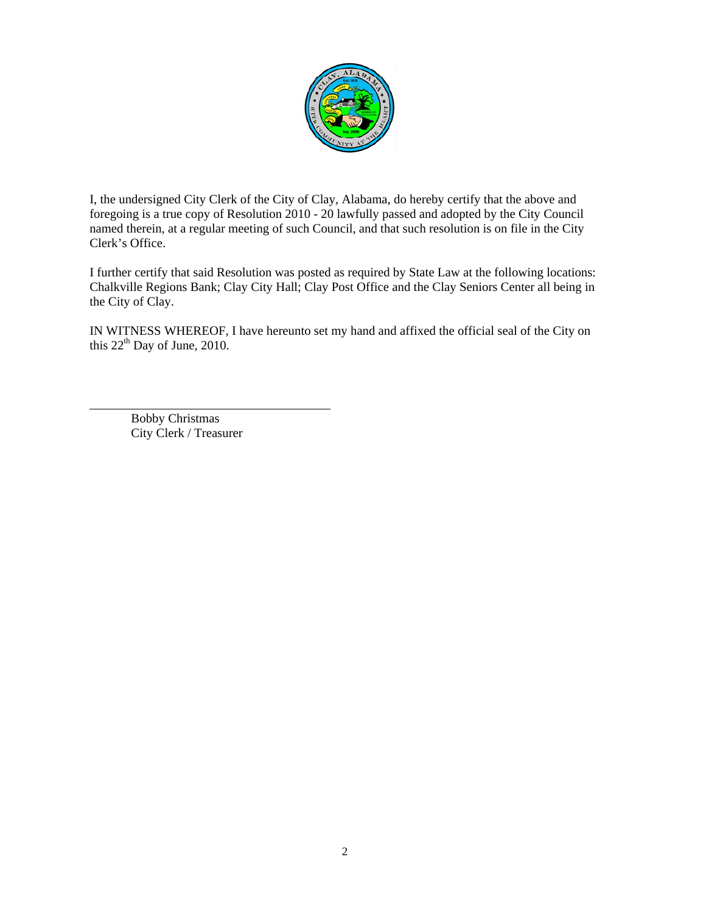I, the undersigned City Clerk of the City of Clay, Alabama, do hereby certify that the above and foregoing is a true copy of Resolution 2010 - 20 lawfully passed and adopted by the City Council named therein, at a regular meeting of such Council, and that such resolution is on file in the City Clerk's Office.

I further certify that said Resolution was posted as required by State Law at the following locations: Chalkville Regions Bank; Clay City Hall; Clay Post Office and the Clay Seniors Center all being in the City of Clay.

IN WITNESS WHEREOF, I have hereunto set my hand and affixed the official seal of the City on this 22[th] Day of June, 2010.

\_\_\_\_\_\_\_\_\_\_\_\_\_\_\_\_\_\_\_\_\_\_\_\_\_\_\_\_\_\_\_\_\_\_\_\_\_\_\_\_

Bobby Christmas
City Clerk / Treasurer